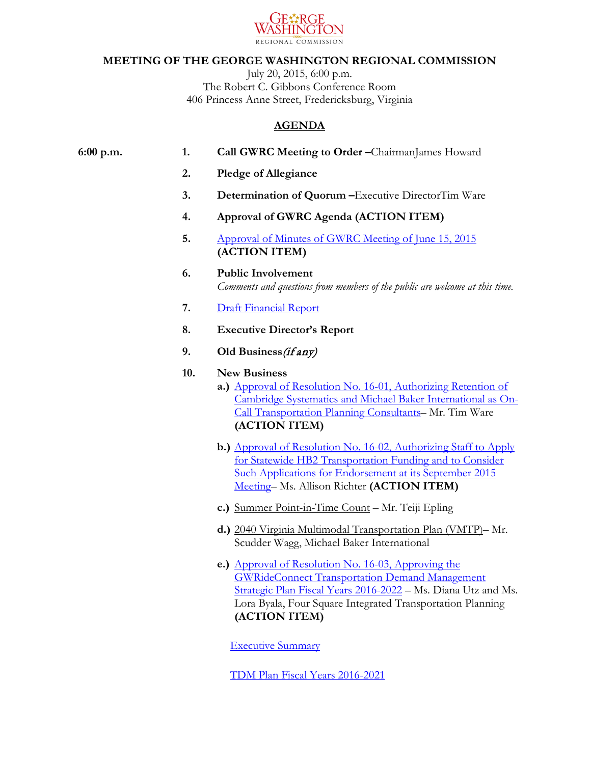GEORGE WASHINGTON REGIONAL COMMISSION

# MEETING OF THE GEORGE WASHINGTON REGIONAL COMMISSION

July 20, 2015, 6:00 p.m.
The Robert C. Gibbons Conference Room
406 Princess Anne Street, Fredericksburg, Virginia

## AGENDA

**6:00 p.m.**

1. **Call GWRC Meeting to Order –**ChairmanJames Howard
2. **Pledge of Allegiance**
3. **Determination of Quorum –**Executive DirectorTim Ware
4. **Approval of GWRC Agenda (ACTION ITEM)**
5. Approval of Minutes of GWRC Meeting of June 15, 2015 **(ACTION ITEM)**
6. **Public Involvement**
   *Comments and questions from members of the public are welcome at this time.*
7. Draft Financial Report
8. **Executive Director's Report**
9. **Old Business***(if any)*
10. **New Business**
    - **a.)** Approval of Resolution No. 16-01, Authorizing Retention of Cambridge Systematics and Michael Baker International as On-Call Transportation Planning Consultants– Mr. Tim Ware **(ACTION ITEM)**
    - **b.)** Approval of Resolution No. 16-02, Authorizing Staff to Apply for Statewide HB2 Transportation Funding and to Consider Such Applications for Endorsement at its September 2015 Meeting– Ms. Allison Richter **(ACTION ITEM)**
    - **c.)** Summer Point-in-Time Count – Mr. Teiji Epling
    - **d.)** 2040 Virginia Multimodal Transportation Plan (VMTP)– Mr. Scudder Wagg, Michael Baker International
    - **e.)** Approval of Resolution No. 16-03, Approving the GWRideConnect Transportation Demand Management Strategic Plan Fiscal Years 2016-2022 – Ms. Diana Utz and Ms. Lora Byala, Four Square Integrated Transportation Planning **(ACTION ITEM)**

      Executive Summary

      TDM Plan Fiscal Years 2016-2021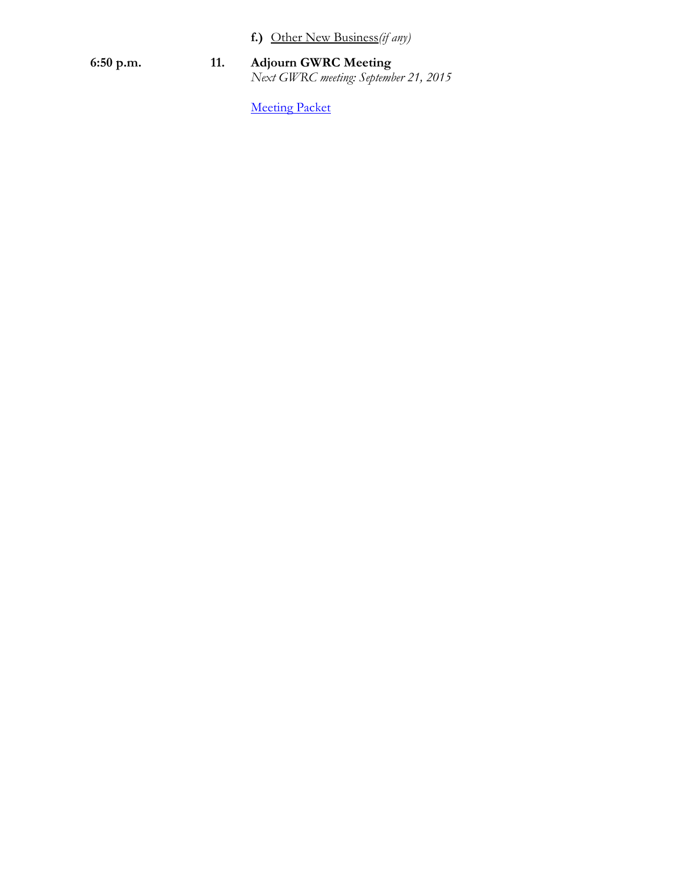**f.)** Other New Business *(if any)*

**6:50 p.m.** **11.** **Adjourn GWRC Meeting**

*Next GWRC meeting: September 21, 2015*

Meeting Packet